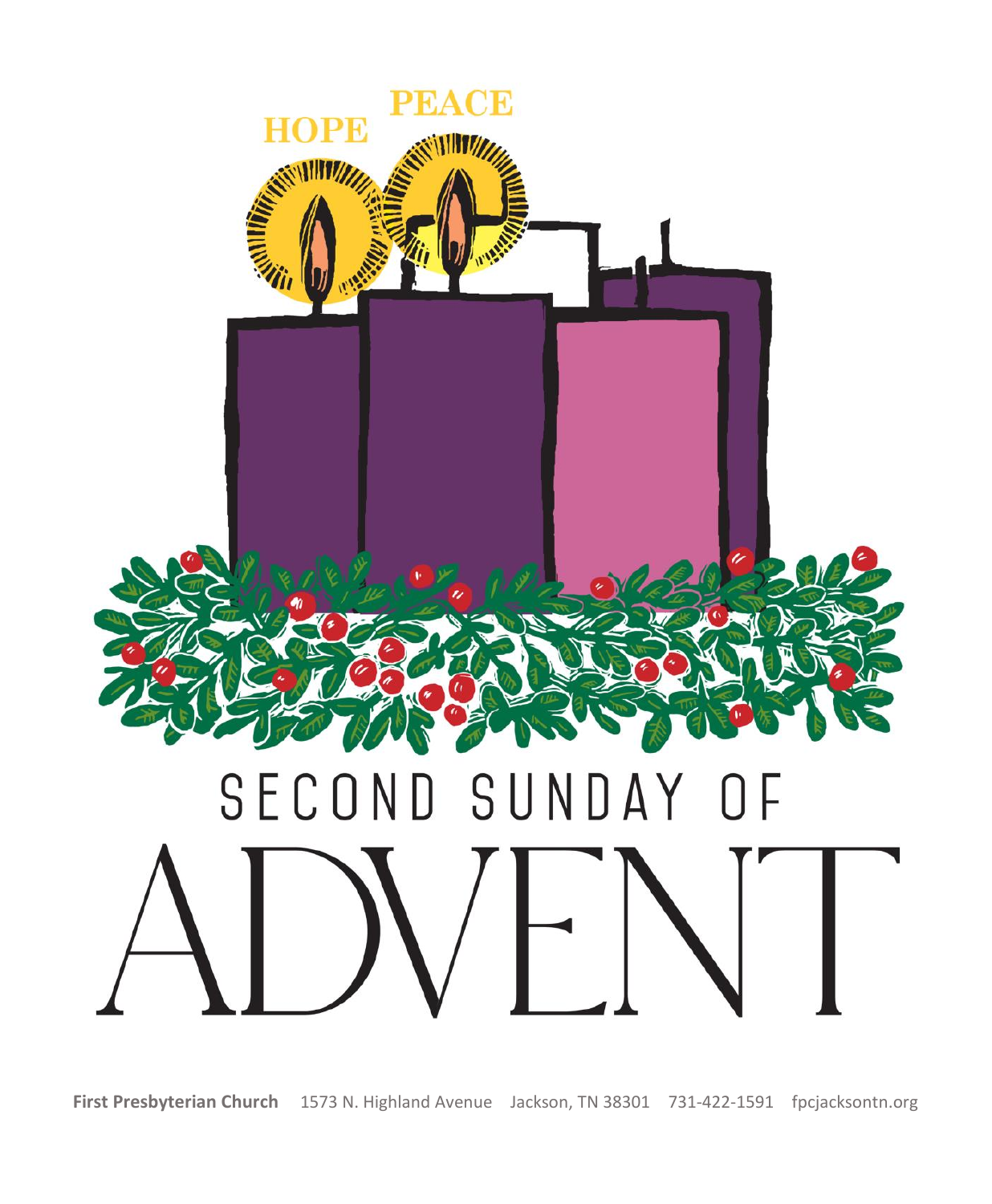HOPE PEACE

# SECOND SUNDAY OF ADVENT

**First Presbyterian Church** 1573 N. Highland Avenue Jackson, TN 38301 731-422-1591 fpcjacksontn.org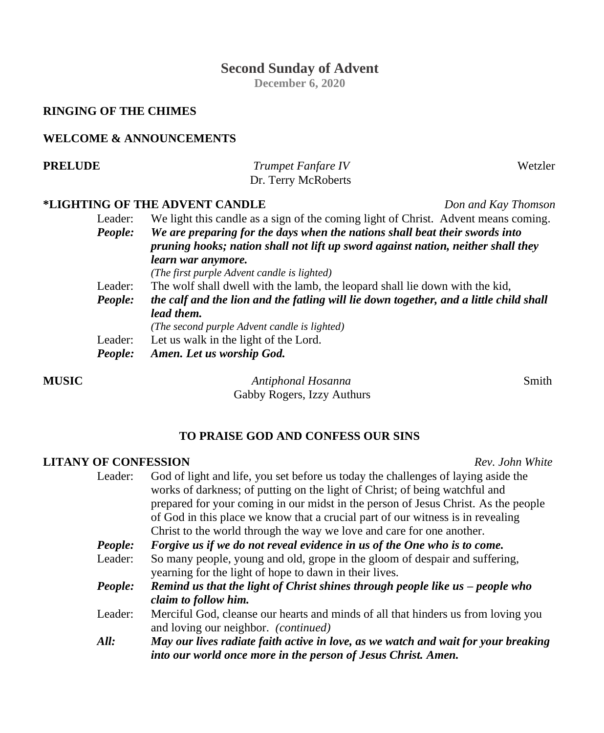# Second Sunday of Advent

**December 6, 2020**

**RINGING OF THE CHIMES**

**WELCOME & ANNOUNCEMENTS**

**PRELUDE** *Trumpet Fanfare IV* Wetzler
Dr. Terry McRoberts

**\*LIGHTING OF THE ADVENT CANDLE** *Don and Kay Thomson*

Leader: We light this candle as a sign of the coming light of Christ. Advent means coming.

***People:*** ***We are preparing for the days when the nations shall beat their swords into pruning hooks; nation shall not lift up sword against nation, neither shall they learn war anymore.***

*(The first purple Advent candle is lighted)*

Leader: The wolf shall dwell with the lamb, the leopard shall lie down with the kid,

***People:*** ***the calf and the lion and the fatling will lie down together, and a little child shall lead them.***

*(The second purple Advent candle is lighted)*

Leader: Let us walk in the light of the Lord.

***People:*** ***Amen. Let us worship God.***

**MUSIC** *Antiphonal Hosanna* Smith
Gabby Rogers, Izzy Authurs

## TO PRAISE GOD AND CONFESS OUR SINS

**LITANY OF CONFESSION** *Rev. John White*

Leader: God of light and life, you set before us today the challenges of laying aside the works of darkness; of putting on the light of Christ; of being watchful and prepared for your coming in our midst in the person of Jesus Christ. As the people of God in this place we know that a crucial part of our witness is in revealing Christ to the world through the way we love and care for one another.

***People:*** ***Forgive us if we do not reveal evidence in us of the One who is to come.***

Leader: So many people, young and old, grope in the gloom of despair and suffering, yearning for the light of hope to dawn in their lives.

***People:*** ***Remind us that the light of Christ shines through people like us – people who claim to follow him.***

Leader: Merciful God, cleanse our hearts and minds of all that hinders us from loving you and loving our neighbor. *(continued)*

***All:*** ***May our lives radiate faith active in love, as we watch and wait for your breaking into our world once more in the person of Jesus Christ. Amen.***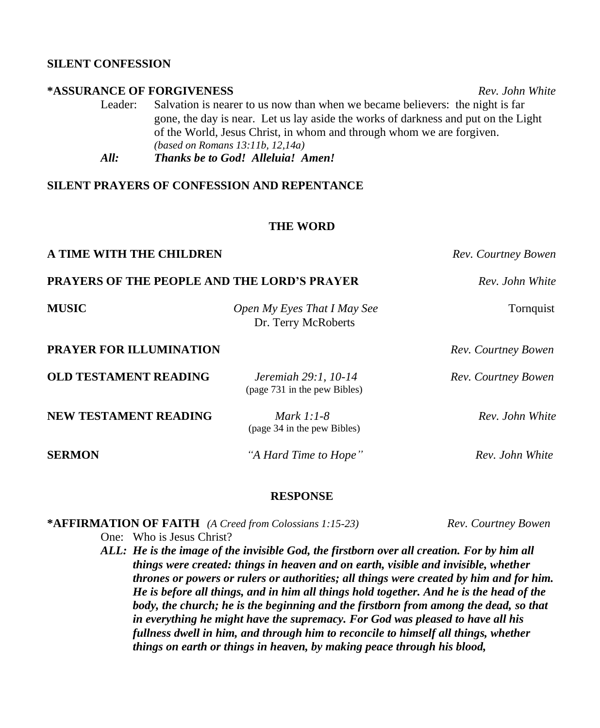**SILENT CONFESSION**

**\*ASSURANCE OF FORGIVENESS** *Rev. John White*

Leader: Salvation is nearer to us now than when we became believers: the night is far gone, the day is near. Let us lay aside the works of darkness and put on the Light of the World, Jesus Christ, in whom and through whom we are forgiven. *(based on Romans 13:11b, 12,14a)*

***All: Thanks be to God! Alleluia! Amen!***

**SILENT PRAYERS OF CONFESSION AND REPENTANCE**

## THE WORD

**A TIME WITH THE CHILDREN** *Rev. Courtney Bowen*

**PRAYERS OF THE PEOPLE AND THE LORD'S PRAYER** *Rev. John White*

**MUSIC** *Open My Eyes That I May See* Tornquist
Dr. Terry McRoberts

**PRAYER FOR ILLUMINATION** *Rev. Courtney Bowen*

**OLD TESTAMENT READING** *Jeremiah 29:1, 10-14* *Rev. Courtney Bowen*
(page 731 in the pew Bibles)

**NEW TESTAMENT READING** *Mark 1:1-8* *Rev. John White*
(page 34 in the pew Bibles)

**SERMON** *"A Hard Time to Hope"* *Rev. John White*

## RESPONSE

**\*AFFIRMATION OF FAITH** *(A Creed from Colossians 1:15-23)* *Rev. Courtney Bowen*

One: Who is Jesus Christ?

***ALL: He is the image of the invisible God, the firstborn over all creation. For by him all things were created: things in heaven and on earth, visible and invisible, whether thrones or powers or rulers or authorities; all things were created by him and for him. He is before all things, and in him all things hold together. And he is the head of the body, the church; he is the beginning and the firstborn from among the dead, so that in everything he might have the supremacy. For God was pleased to have all his fullness dwell in him, and through him to reconcile to himself all things, whether things on earth or things in heaven, by making peace through his blood,***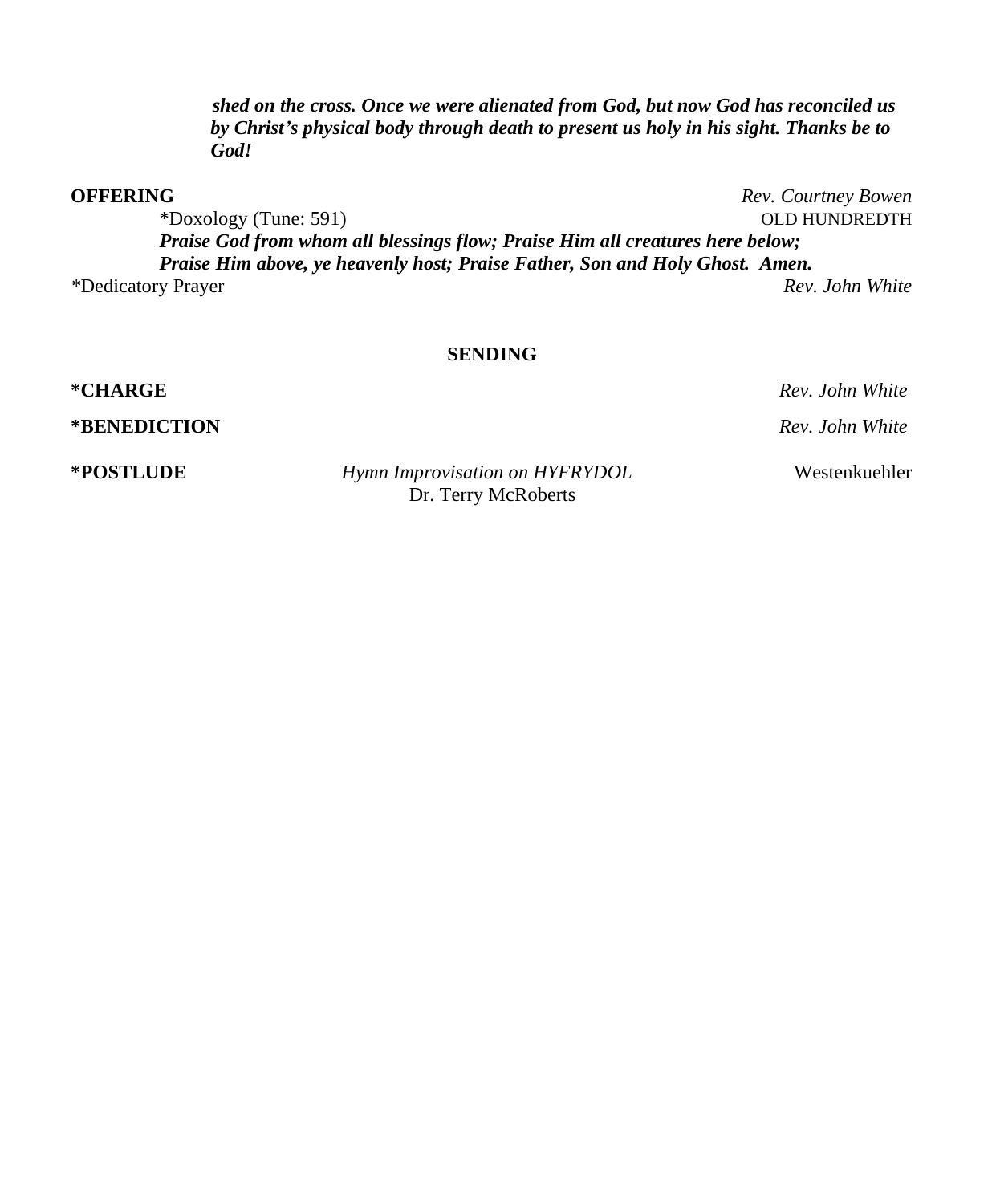***shed on the cross. Once we were alienated from God, but now God has reconciled us by Christ's physical body through death to present us holy in his sight. Thanks be to God!***

**OFFERING** *Rev. Courtney Bowen*

*Doxology (Tune: 591) OLD HUNDREDTH

***Praise God from whom all blessings flow; Praise Him all creatures here below;***
***Praise Him above, ye heavenly host; Praise Father, Son and Holy Ghost. Amen.***

*Dedicatory Prayer *Rev. John White*

## SENDING

**\*CHARGE** *Rev. John White*

**\*BENEDICTION** *Rev. John White*

**\*POSTLUDE** *Hymn Improvisation on HYFRYDOL* Westenkuehler
Dr. Terry McRoberts